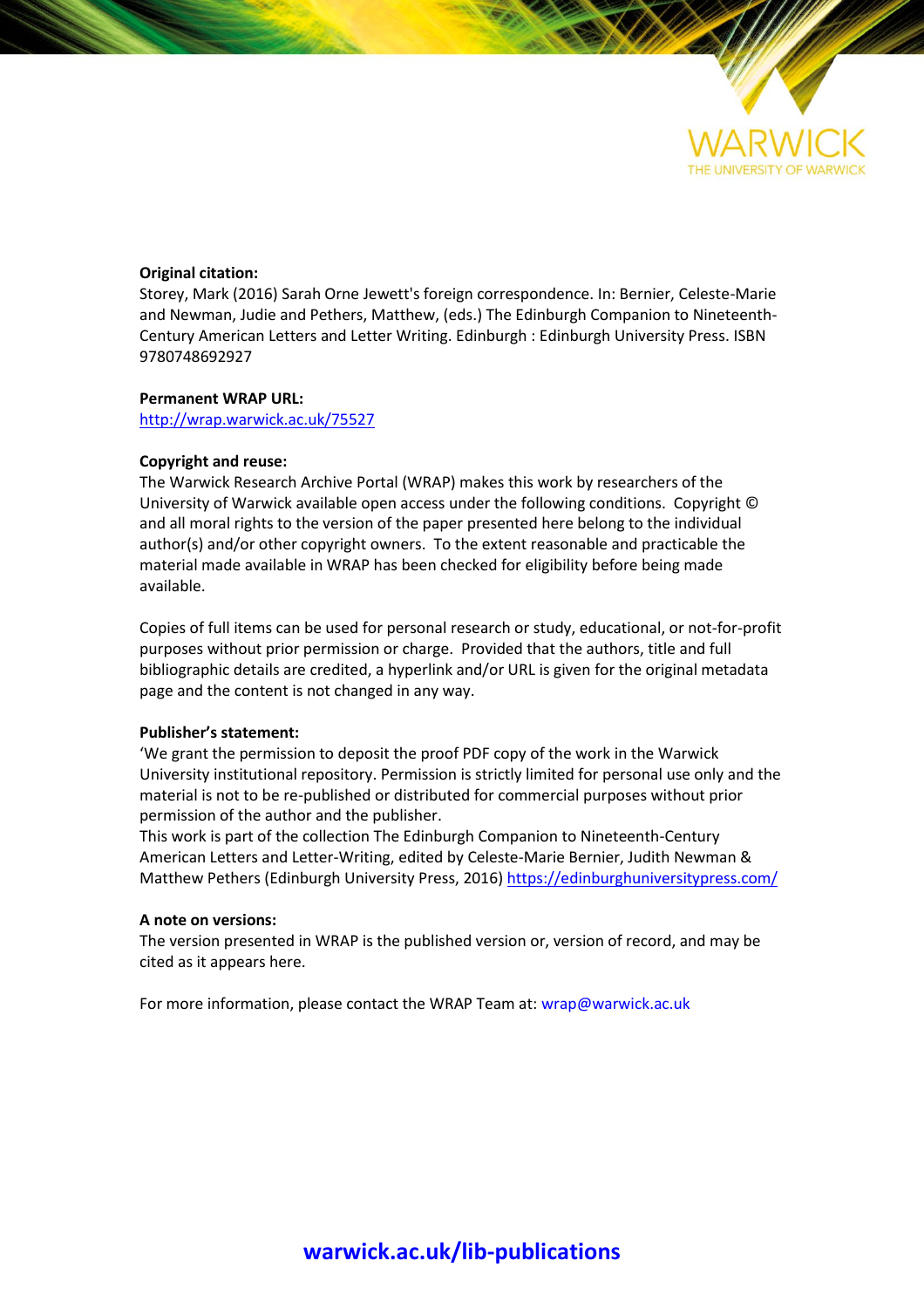**Original citation:**
Storey, Mark (2016) Sarah Orne Jewett's foreign correspondence. In: Bernier, Celeste-Marie and Newman, Judie and Pethers, Matthew, (eds.) The Edinburgh Companion to Nineteenth-Century American Letters and Letter Writing. Edinburgh : Edinburgh University Press. ISBN 9780748692927

**Permanent WRAP URL:**
http://wrap.warwick.ac.uk/75527

**Copyright and reuse:**
The Warwick Research Archive Portal (WRAP) makes this work by researchers of the University of Warwick available open access under the following conditions. Copyright © and all moral rights to the version of the paper presented here belong to the individual author(s) and/or other copyright owners. To the extent reasonable and practicable the material made available in WRAP has been checked for eligibility before being made available.

Copies of full items can be used for personal research or study, educational, or not-for-profit purposes without prior permission or charge. Provided that the authors, title and full bibliographic details are credited, a hyperlink and/or URL is given for the original metadata page and the content is not changed in any way.

**Publisher's statement:**
'We grant the permission to deposit the proof PDF copy of the work in the Warwick University institutional repository. Permission is strictly limited for personal use only and the material is not to be re-published or distributed for commercial purposes without prior permission of the author and the publisher.
This work is part of the collection The Edinburgh Companion to Nineteenth-Century American Letters and Letter-Writing, edited by Celeste-Marie Bernier, Judith Newman & Matthew Pethers (Edinburgh University Press, 2016) https://edinburghuniversitypress.com/

**A note on versions:**
The version presented in WRAP is the published version or, version of record, and may be cited as it appears here.

For more information, please contact the WRAP Team at: wrap@warwick.ac.uk

**warwick.ac.uk/lib-publications**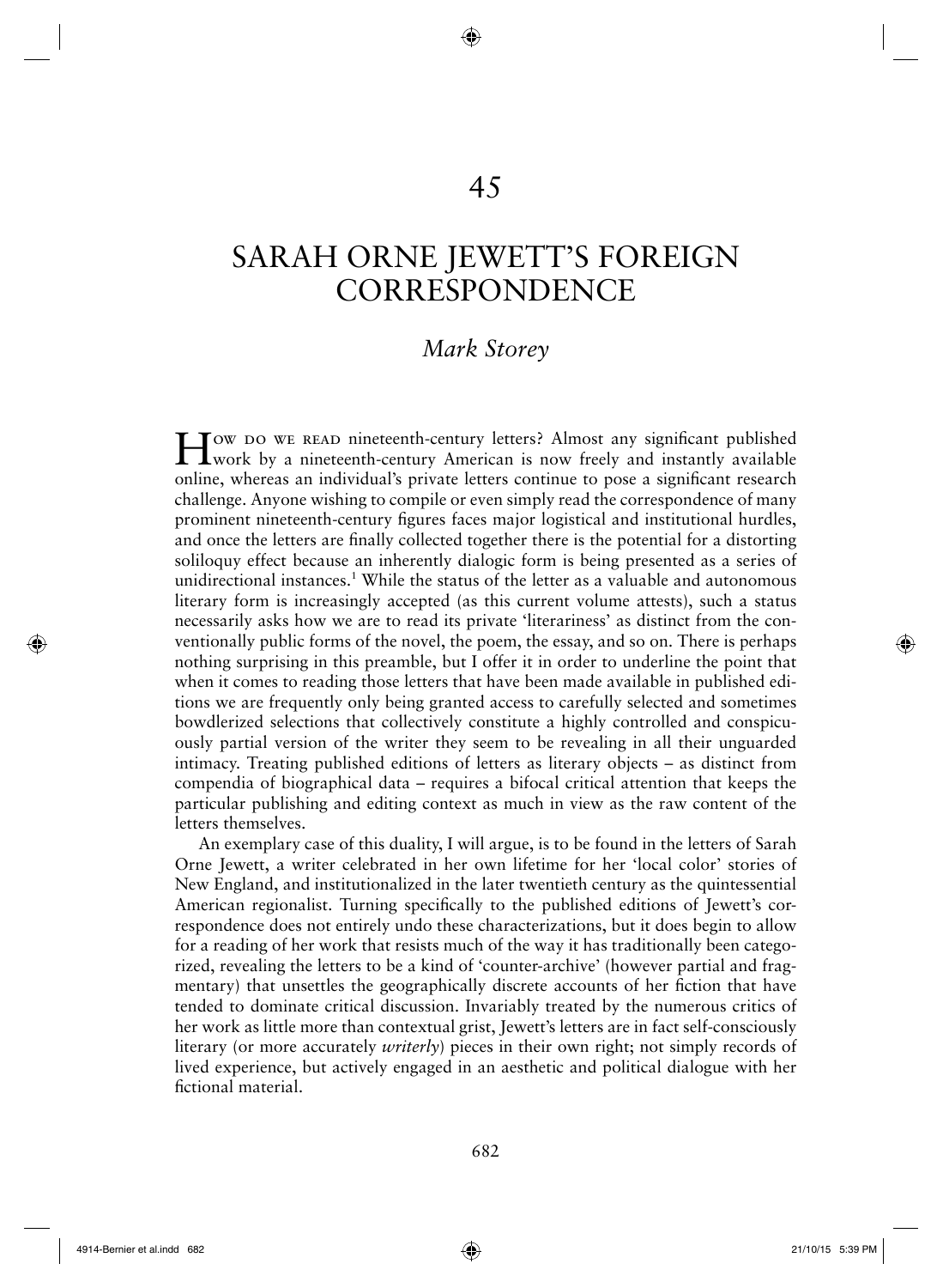# 45

# SARAH ORNE JEWETT'S FOREIGN CORRESPONDENCE

## *Mark Storey*

How do we read nineteenth-century letters? Almost any significant published work by a nineteenth-century American is now freely and instantly available online, whereas an individual's private letters continue to pose a significant research challenge. Anyone wishing to compile or even simply read the correspondence of many prominent nineteenth-century figures faces major logistical and institutional hurdles, and once the letters are finally collected together there is the potential for a distorting soliloquy effect because an inherently dialogic form is being presented as a series of unidirectional instances.[1] While the status of the letter as a valuable and autonomous literary form is increasingly accepted (as this current volume attests), such a status necessarily asks how we are to read its private 'literariness' as distinct from the conventionally public forms of the novel, the poem, the essay, and so on. There is perhaps nothing surprising in this preamble, but I offer it in order to underline the point that when it comes to reading those letters that have been made available in published editions we are frequently only being granted access to carefully selected and sometimes bowdlerized selections that collectively constitute a highly controlled and conspicuously partial version of the writer they seem to be revealing in all their unguarded intimacy. Treating published editions of letters as literary objects – as distinct from compendia of biographical data – requires a bifocal critical attention that keeps the particular publishing and editing context as much in view as the raw content of the letters themselves.

An exemplary case of this duality, I will argue, is to be found in the letters of Sarah Orne Jewett, a writer celebrated in her own lifetime for her 'local color' stories of New England, and institutionalized in the later twentieth century as the quintessential American regionalist. Turning specifically to the published editions of Jewett's correspondence does not entirely undo these characterizations, but it does begin to allow for a reading of her work that resists much of the way it has traditionally been categorized, revealing the letters to be a kind of 'counter-archive' (however partial and fragmentary) that unsettles the geographically discrete accounts of her fiction that have tended to dominate critical discussion. Invariably treated by the numerous critics of her work as little more than contextual grist, Jewett's letters are in fact self-consciously literary (or more accurately *writerly*) pieces in their own right; not simply records of lived experience, but actively engaged in an aesthetic and political dialogue with her fictional material.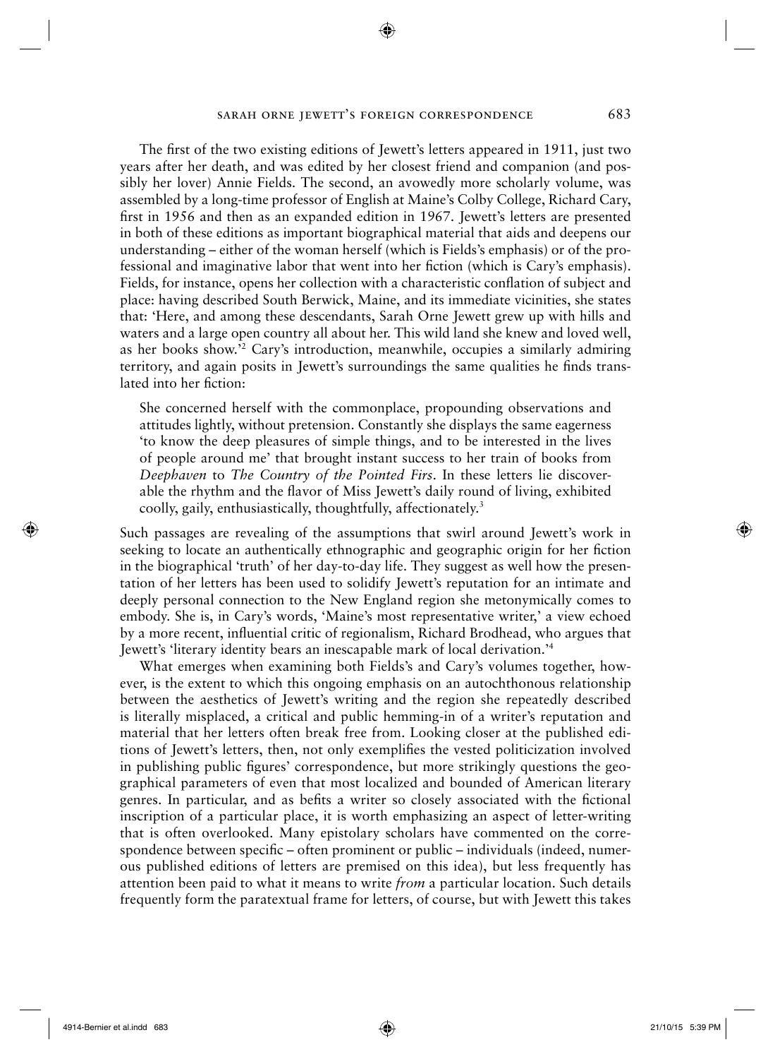The first of the two existing editions of Jewett's letters appeared in 1911, just two years after her death, and was edited by her closest friend and companion (and possibly her lover) Annie Fields. The second, an avowedly more scholarly volume, was assembled by a long-time professor of English at Maine's Colby College, Richard Cary, first in 1956 and then as an expanded edition in 1967. Jewett's letters are presented in both of these editions as important biographical material that aids and deepens our understanding – either of the woman herself (which is Fields's emphasis) or of the professional and imaginative labor that went into her fiction (which is Cary's emphasis). Fields, for instance, opens her collection with a characteristic conflation of subject and place: having described South Berwick, Maine, and its immediate vicinities, she states that: 'Here, and among these descendants, Sarah Orne Jewett grew up with hills and waters and a large open country all about her. This wild land she knew and loved well, as her books show.'[2] Cary's introduction, meanwhile, occupies a similarly admiring territory, and again posits in Jewett's surroundings the same qualities he finds translated into her fiction:

> She concerned herself with the commonplace, propounding observations and attitudes lightly, without pretension. Constantly she displays the same eagerness 'to know the deep pleasures of simple things, and to be interested in the lives of people around me' that brought instant success to her train of books from *Deephaven* to *The Country of the Pointed Firs*. In these letters lie discoverable the rhythm and the flavor of Miss Jewett's daily round of living, exhibited coolly, gaily, enthusiastically, thoughtfully, affectionately.[3]

Such passages are revealing of the assumptions that swirl around Jewett's work in seeking to locate an authentically ethnographic and geographic origin for her fiction in the biographical 'truth' of her day-to-day life. They suggest as well how the presentation of her letters has been used to solidify Jewett's reputation for an intimate and deeply personal connection to the New England region she metonymically comes to embody. She is, in Cary's words, 'Maine's most representative writer,' a view echoed by a more recent, influential critic of regionalism, Richard Brodhead, who argues that Jewett's 'literary identity bears an inescapable mark of local derivation.'[4]

What emerges when examining both Fields's and Cary's volumes together, however, is the extent to which this ongoing emphasis on an autochthonous relationship between the aesthetics of Jewett's writing and the region she repeatedly described is literally misplaced, a critical and public hemming-in of a writer's reputation and material that her letters often break free from. Looking closer at the published editions of Jewett's letters, then, not only exemplifies the vested politicization involved in publishing public figures' correspondence, but more strikingly questions the geographical parameters of even that most localized and bounded of American literary genres. In particular, and as befits a writer so closely associated with the fictional inscription of a particular place, it is worth emphasizing an aspect of letter-writing that is often overlooked. Many epistolary scholars have commented on the correspondence between specific – often prominent or public – individuals (indeed, numerous published editions of letters are premised on this idea), but less frequently has attention been paid to what it means to write *from* a particular location. Such details frequently form the paratextual frame for letters, of course, but with Jewett this takes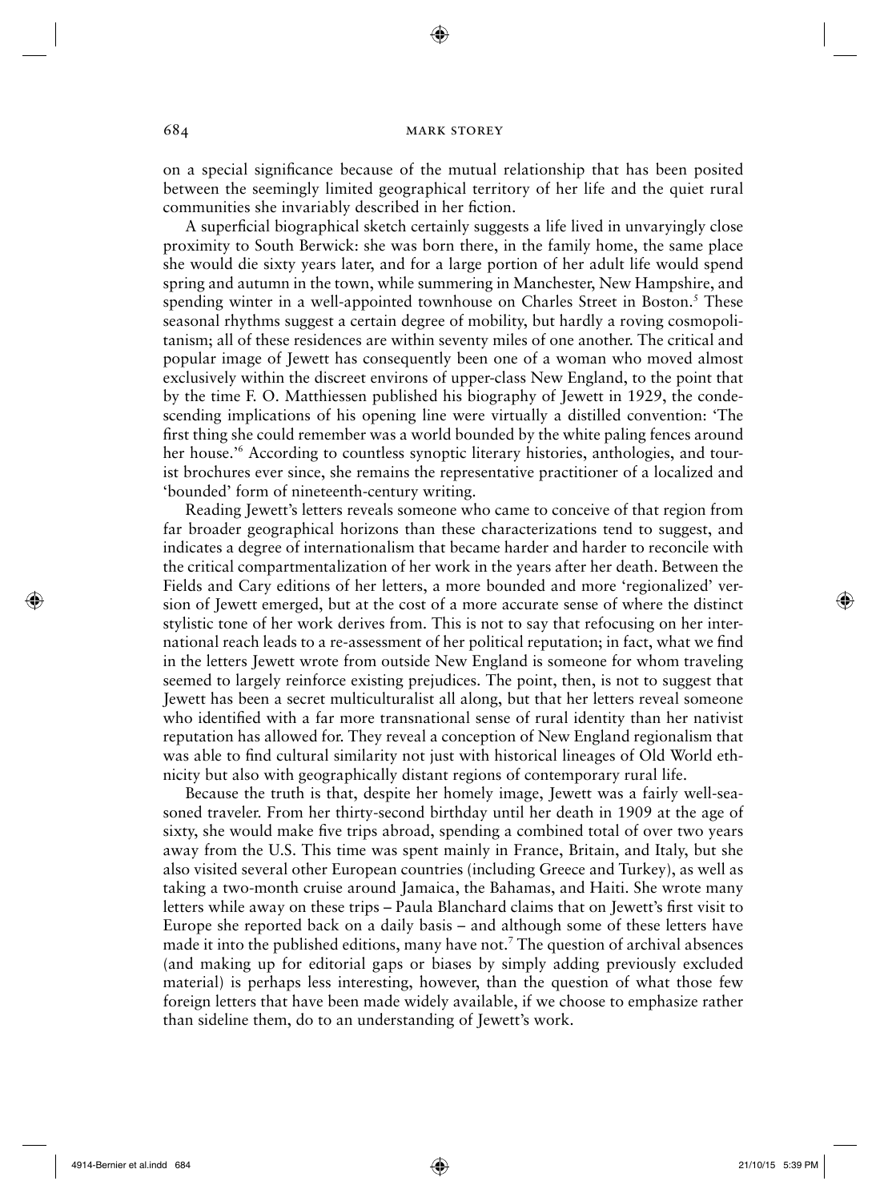on a special significance because of the mutual relationship that has been posited between the seemingly limited geographical territory of her life and the quiet rural communities she invariably described in her fiction.

A superficial biographical sketch certainly suggests a life lived in unvaryingly close proximity to South Berwick: she was born there, in the family home, the same place she would die sixty years later, and for a large portion of her adult life would spend spring and autumn in the town, while summering in Manchester, New Hampshire, and spending winter in a well-appointed townhouse on Charles Street in Boston.[5] These seasonal rhythms suggest a certain degree of mobility, but hardly a roving cosmopolitanism; all of these residences are within seventy miles of one another. The critical and popular image of Jewett has consequently been one of a woman who moved almost exclusively within the discreet environs of upper-class New England, to the point that by the time F. O. Matthiessen published his biography of Jewett in 1929, the condescending implications of his opening line were virtually a distilled convention: 'The first thing she could remember was a world bounded by the white paling fences around her house.'[6] According to countless synoptic literary histories, anthologies, and tourist brochures ever since, she remains the representative practitioner of a localized and 'bounded' form of nineteenth-century writing.

Reading Jewett's letters reveals someone who came to conceive of that region from far broader geographical horizons than these characterizations tend to suggest, and indicates a degree of internationalism that became harder and harder to reconcile with the critical compartmentalization of her work in the years after her death. Between the Fields and Cary editions of her letters, a more bounded and more 'regionalized' version of Jewett emerged, but at the cost of a more accurate sense of where the distinct stylistic tone of her work derives from. This is not to say that refocusing on her international reach leads to a re-assessment of her political reputation; in fact, what we find in the letters Jewett wrote from outside New England is someone for whom traveling seemed to largely reinforce existing prejudices. The point, then, is not to suggest that Jewett has been a secret multiculturalist all along, but that her letters reveal someone who identified with a far more transnational sense of rural identity than her nativist reputation has allowed for. They reveal a conception of New England regionalism that was able to find cultural similarity not just with historical lineages of Old World ethnicity but also with geographically distant regions of contemporary rural life.

Because the truth is that, despite her homely image, Jewett was a fairly well-seasoned traveler. From her thirty-second birthday until her death in 1909 at the age of sixty, she would make five trips abroad, spending a combined total of over two years away from the U.S. This time was spent mainly in France, Britain, and Italy, but she also visited several other European countries (including Greece and Turkey), as well as taking a two-month cruise around Jamaica, the Bahamas, and Haiti. She wrote many letters while away on these trips – Paula Blanchard claims that on Jewett's first visit to Europe she reported back on a daily basis – and although some of these letters have made it into the published editions, many have not.[7] The question of archival absences (and making up for editorial gaps or biases by simply adding previously excluded material) is perhaps less interesting, however, than the question of what those few foreign letters that have been made widely available, if we choose to emphasize rather than sideline them, do to an understanding of Jewett's work.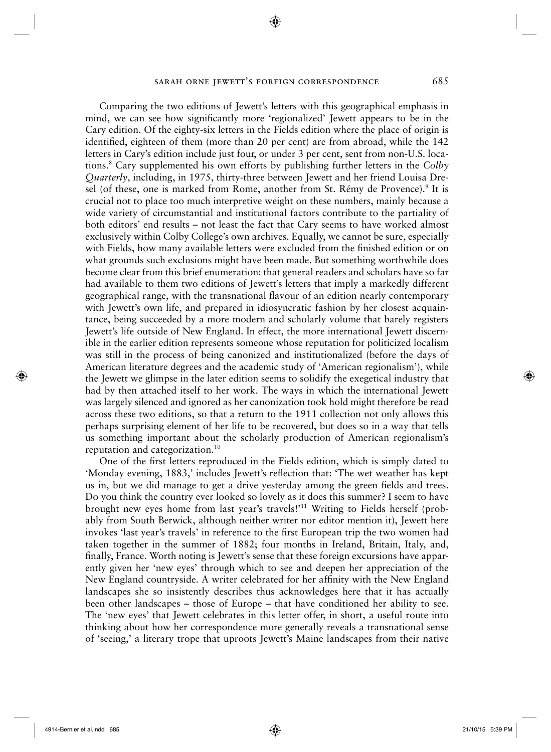Comparing the two editions of Jewett's letters with this geographical emphasis in mind, we can see how significantly more 'regionalized' Jewett appears to be in the Cary edition. Of the eighty-six letters in the Fields edition where the place of origin is identified, eighteen of them (more than 20 per cent) are from abroad, while the 142 letters in Cary's edition include just four, or under 3 per cent, sent from non-U.S. locations.[8] Cary supplemented his own efforts by publishing further letters in the *Colby Quarterly*, including, in 1975, thirty-three between Jewett and her friend Louisa Dresel (of these, one is marked from Rome, another from St. Rémy de Provence).[9] It is crucial not to place too much interpretive weight on these numbers, mainly because a wide variety of circumstantial and institutional factors contribute to the partiality of both editors' end results – not least the fact that Cary seems to have worked almost exclusively within Colby College's own archives. Equally, we cannot be sure, especially with Fields, how many available letters were excluded from the finished edition or on what grounds such exclusions might have been made. But something worthwhile does become clear from this brief enumeration: that general readers and scholars have so far had available to them two editions of Jewett's letters that imply a markedly different geographical range, with the transnational flavour of an edition nearly contemporary with Jewett's own life, and prepared in idiosyncratic fashion by her closest acquaintance, being succeeded by a more modern and scholarly volume that barely registers Jewett's life outside of New England. In effect, the more international Jewett discernible in the earlier edition represents someone whose reputation for politicized localism was still in the process of being canonized and institutionalized (before the days of American literature degrees and the academic study of 'American regionalism'), while the Jewett we glimpse in the later edition seems to solidify the exegetical industry that had by then attached itself to her work. The ways in which the international Jewett was largely silenced and ignored as her canonization took hold might therefore be read across these two editions, so that a return to the 1911 collection not only allows this perhaps surprising element of her life to be recovered, but does so in a way that tells us something important about the scholarly production of American regionalism's reputation and categorization.[10]

One of the first letters reproduced in the Fields edition, which is simply dated to 'Monday evening, 1883,' includes Jewett's reflection that: 'The wet weather has kept us in, but we did manage to get a drive yesterday among the green fields and trees. Do you think the country ever looked so lovely as it does this summer? I seem to have brought new eyes home from last year's travels!'[11] Writing to Fields herself (probably from South Berwick, although neither writer nor editor mention it), Jewett here invokes 'last year's travels' in reference to the first European trip the two women had taken together in the summer of 1882; four months in Ireland, Britain, Italy, and, finally, France. Worth noting is Jewett's sense that these foreign excursions have apparently given her 'new eyes' through which to see and deepen her appreciation of the New England countryside. A writer celebrated for her affinity with the New England landscapes she so insistently describes thus acknowledges here that it has actually been other landscapes – those of Europe – that have conditioned her ability to see. The 'new eyes' that Jewett celebrates in this letter offer, in short, a useful route into thinking about how her correspondence more generally reveals a transnational sense of 'seeing,' a literary trope that uproots Jewett's Maine landscapes from their native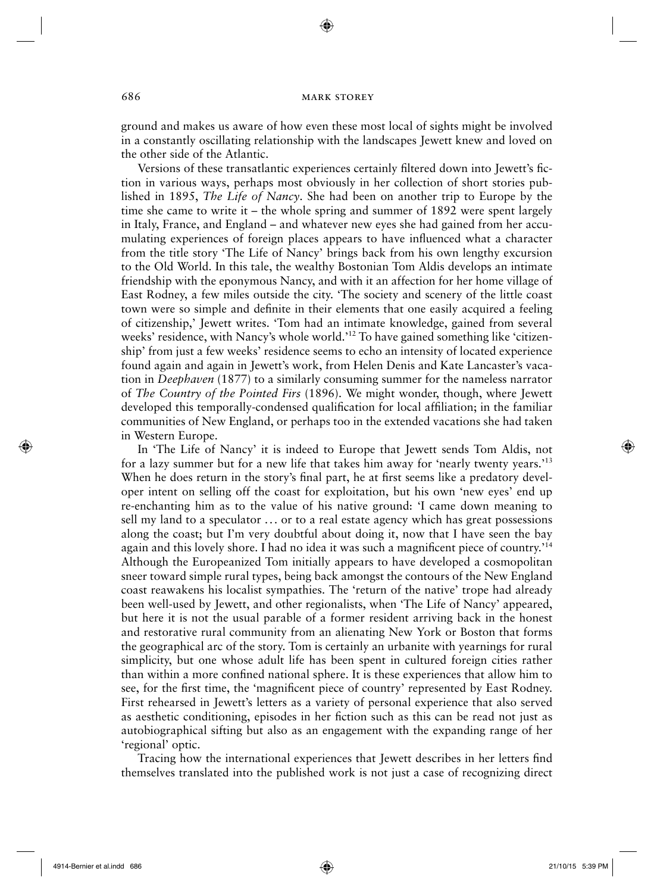ground and makes us aware of how even these most local of sights might be involved in a constantly oscillating relationship with the landscapes Jewett knew and loved on the other side of the Atlantic.

Versions of these transatlantic experiences certainly filtered down into Jewett's fiction in various ways, perhaps most obviously in her collection of short stories published in 1895, *The Life of Nancy*. She had been on another trip to Europe by the time she came to write it – the whole spring and summer of 1892 were spent largely in Italy, France, and England – and whatever new eyes she had gained from her accumulating experiences of foreign places appears to have influenced what a character from the title story 'The Life of Nancy' brings back from his own lengthy excursion to the Old World. In this tale, the wealthy Bostonian Tom Aldis develops an intimate friendship with the eponymous Nancy, and with it an affection for her home village of East Rodney, a few miles outside the city. 'The society and scenery of the little coast town were so simple and definite in their elements that one easily acquired a feeling of citizenship,' Jewett writes. 'Tom had an intimate knowledge, gained from several weeks' residence, with Nancy's whole world.'[12] To have gained something like 'citizenship' from just a few weeks' residence seems to echo an intensity of located experience found again and again in Jewett's work, from Helen Denis and Kate Lancaster's vacation in *Deephaven* (1877) to a similarly consuming summer for the nameless narrator of *The Country of the Pointed Firs* (1896). We might wonder, though, where Jewett developed this temporally-condensed qualification for local affiliation; in the familiar communities of New England, or perhaps too in the extended vacations she had taken in Western Europe.

In 'The Life of Nancy' it is indeed to Europe that Jewett sends Tom Aldis, not for a lazy summer but for a new life that takes him away for 'nearly twenty years.'[13] When he does return in the story's final part, he at first seems like a predatory developer intent on selling off the coast for exploitation, but his own 'new eyes' end up re-enchanting him as to the value of his native ground: 'I came down meaning to sell my land to a speculator … or to a real estate agency which has great possessions along the coast; but I'm very doubtful about doing it, now that I have seen the bay again and this lovely shore. I had no idea it was such a magnificent piece of country.'[14] Although the Europeanized Tom initially appears to have developed a cosmopolitan sneer toward simple rural types, being back amongst the contours of the New England coast reawakens his localist sympathies. The 'return of the native' trope had already been well-used by Jewett, and other regionalists, when 'The Life of Nancy' appeared, but here it is not the usual parable of a former resident arriving back in the honest and restorative rural community from an alienating New York or Boston that forms the geographical arc of the story. Tom is certainly an urbanite with yearnings for rural simplicity, but one whose adult life has been spent in cultured foreign cities rather than within a more confined national sphere. It is these experiences that allow him to see, for the first time, the 'magnificent piece of country' represented by East Rodney. First rehearsed in Jewett's letters as a variety of personal experience that also served as aesthetic conditioning, episodes in her fiction such as this can be read not just as autobiographical sifting but also as an engagement with the expanding range of her 'regional' optic.

Tracing how the international experiences that Jewett describes in her letters find themselves translated into the published work is not just a case of recognizing direct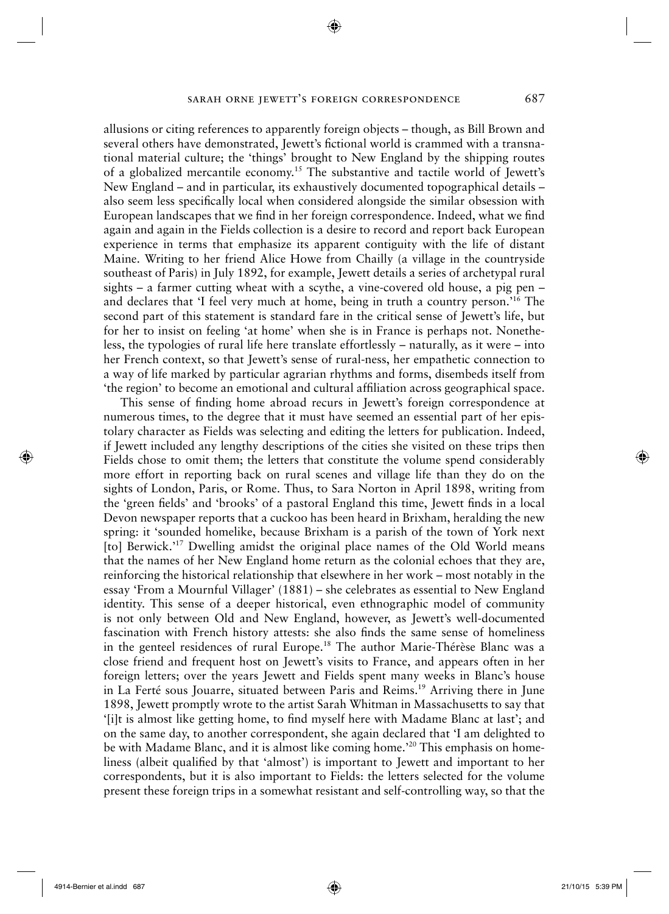allusions or citing references to apparently foreign objects – though, as Bill Brown and several others have demonstrated, Jewett's fictional world is crammed with a transnational material culture; the 'things' brought to New England by the shipping routes of a globalized mercantile economy.[15] The substantive and tactile world of Jewett's New England – and in particular, its exhaustively documented topographical details – also seem less specifically local when considered alongside the similar obsession with European landscapes that we find in her foreign correspondence. Indeed, what we find again and again in the Fields collection is a desire to record and report back European experience in terms that emphasize its apparent contiguity with the life of distant Maine. Writing to her friend Alice Howe from Chailly (a village in the countryside southeast of Paris) in July 1892, for example, Jewett details a series of archetypal rural sights – a farmer cutting wheat with a scythe, a vine-covered old house, a pig pen – and declares that 'I feel very much at home, being in truth a country person.'[16] The second part of this statement is standard fare in the critical sense of Jewett's life, but for her to insist on feeling 'at home' when she is in France is perhaps not. Nonetheless, the typologies of rural life here translate effortlessly – naturally, as it were – into her French context, so that Jewett's sense of rural-ness, her empathetic connection to a way of life marked by particular agrarian rhythms and forms, disembeds itself from 'the region' to become an emotional and cultural affiliation across geographical space.

This sense of finding home abroad recurs in Jewett's foreign correspondence at numerous times, to the degree that it must have seemed an essential part of her epistolary character as Fields was selecting and editing the letters for publication. Indeed, if Jewett included any lengthy descriptions of the cities she visited on these trips then Fields chose to omit them; the letters that constitute the volume spend considerably more effort in reporting back on rural scenes and village life than they do on the sights of London, Paris, or Rome. Thus, to Sara Norton in April 1898, writing from the 'green fields' and 'brooks' of a pastoral England this time, Jewett finds in a local Devon newspaper reports that a cuckoo has been heard in Brixham, heralding the new spring: it 'sounded homelike, because Brixham is a parish of the town of York next [to] Berwick.'[17] Dwelling amidst the original place names of the Old World means that the names of her New England home return as the colonial echoes that they are, reinforcing the historical relationship that elsewhere in her work – most notably in the essay 'From a Mournful Villager' (1881) – she celebrates as essential to New England identity. This sense of a deeper historical, even ethnographic model of community is not only between Old and New England, however, as Jewett's well-documented fascination with French history attests: she also finds the same sense of homeliness in the genteel residences of rural Europe.[18] The author Marie-Thérèse Blanc was a close friend and frequent host on Jewett's visits to France, and appears often in her foreign letters; over the years Jewett and Fields spent many weeks in Blanc's house in La Ferté sous Jouarre, situated between Paris and Reims.[19] Arriving there in June 1898, Jewett promptly wrote to the artist Sarah Whitman in Massachusetts to say that '[i]t is almost like getting home, to find myself here with Madame Blanc at last'; and on the same day, to another correspondent, she again declared that 'I am delighted to be with Madame Blanc, and it is almost like coming home.'[20] This emphasis on homeliness (albeit qualified by that 'almost') is important to Jewett and important to her correspondents, but it is also important to Fields: the letters selected for the volume present these foreign trips in a somewhat resistant and self-controlling way, so that the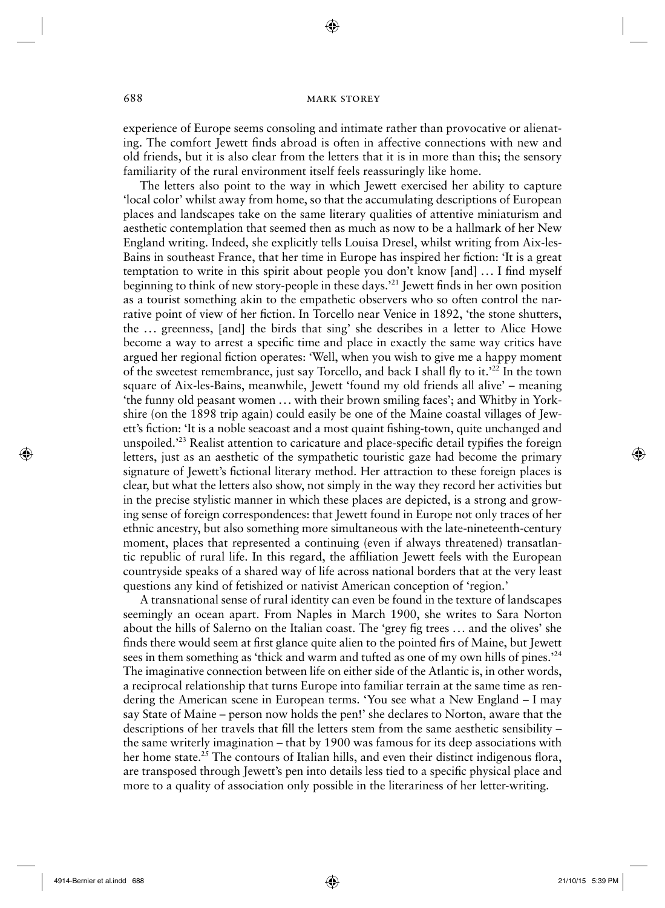experience of Europe seems consoling and intimate rather than provocative or alienating. The comfort Jewett finds abroad is often in affective connections with new and old friends, but it is also clear from the letters that it is in more than this; the sensory familiarity of the rural environment itself feels reassuringly like home.

The letters also point to the way in which Jewett exercised her ability to capture 'local color' whilst away from home, so that the accumulating descriptions of European places and landscapes take on the same literary qualities of attentive miniaturism and aesthetic contemplation that seemed then as much as now to be a hallmark of her New England writing. Indeed, she explicitly tells Louisa Dresel, whilst writing from Aix-les-Bains in southeast France, that her time in Europe has inspired her fiction: 'It is a great temptation to write in this spirit about people you don't know [and] … I find myself beginning to think of new story-people in these days.'[21] Jewett finds in her own position as a tourist something akin to the empathetic observers who so often control the narrative point of view of her fiction. In Torcello near Venice in 1892, 'the stone shutters, the … greenness, [and] the birds that sing' she describes in a letter to Alice Howe become a way to arrest a specific time and place in exactly the same way critics have argued her regional fiction operates: 'Well, when you wish to give me a happy moment of the sweetest remembrance, just say Torcello, and back I shall fly to it.'[22] In the town square of Aix-les-Bains, meanwhile, Jewett 'found my old friends all alive' – meaning 'the funny old peasant women … with their brown smiling faces'; and Whitby in Yorkshire (on the 1898 trip again) could easily be one of the Maine coastal villages of Jewett's fiction: 'It is a noble seacoast and a most quaint fishing-town, quite unchanged and unspoiled.'[23] Realist attention to caricature and place-specific detail typifies the foreign letters, just as an aesthetic of the sympathetic touristic gaze had become the primary signature of Jewett's fictional literary method. Her attraction to these foreign places is clear, but what the letters also show, not simply in the way they record her activities but in the precise stylistic manner in which these places are depicted, is a strong and growing sense of foreign correspondences: that Jewett found in Europe not only traces of her ethnic ancestry, but also something more simultaneous with the late-nineteenth-century moment, places that represented a continuing (even if always threatened) transatlantic republic of rural life. In this regard, the affiliation Jewett feels with the European countryside speaks of a shared way of life across national borders that at the very least questions any kind of fetishized or nativist American conception of 'region.'

A transnational sense of rural identity can even be found in the texture of landscapes seemingly an ocean apart. From Naples in March 1900, she writes to Sara Norton about the hills of Salerno on the Italian coast. The 'grey fig trees … and the olives' she finds there would seem at first glance quite alien to the pointed firs of Maine, but Jewett sees in them something as 'thick and warm and tufted as one of my own hills of pines.'[24] The imaginative connection between life on either side of the Atlantic is, in other words, a reciprocal relationship that turns Europe into familiar terrain at the same time as rendering the American scene in European terms. 'You see what a New England – I may say State of Maine – person now holds the pen!' she declares to Norton, aware that the descriptions of her travels that fill the letters stem from the same aesthetic sensibility – the same writerly imagination – that by 1900 was famous for its deep associations with her home state.[25] The contours of Italian hills, and even their distinct indigenous flora, are transposed through Jewett's pen into details less tied to a specific physical place and more to a quality of association only possible in the literariness of her letter-writing.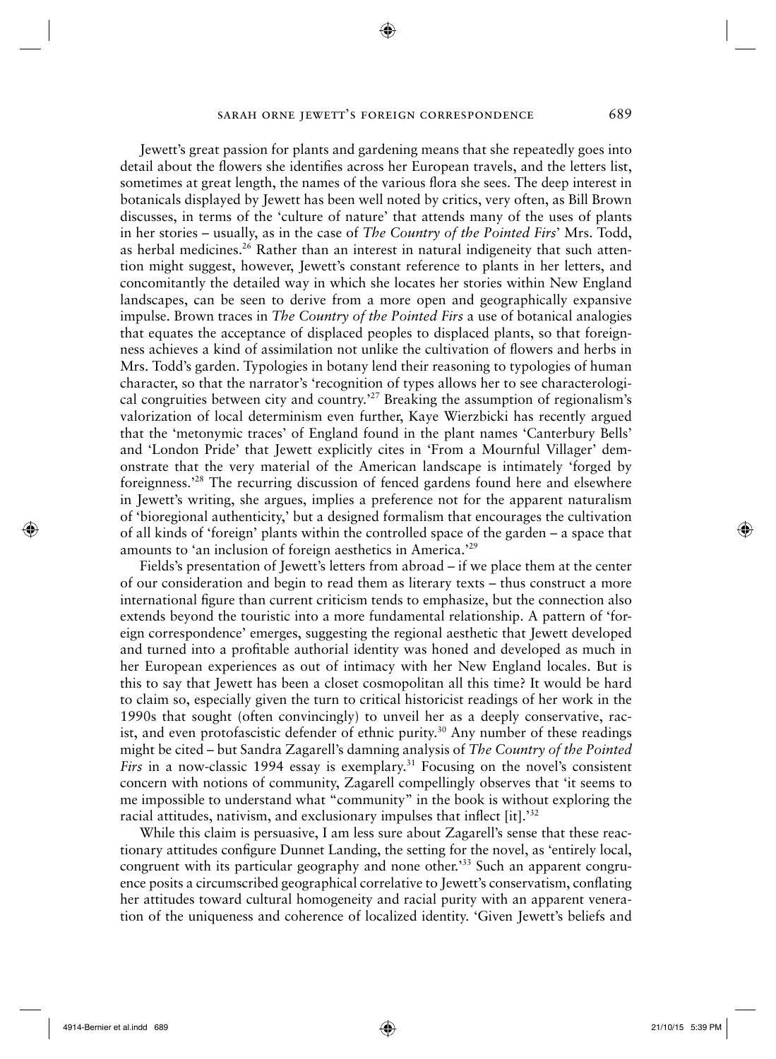Jewett's great passion for plants and gardening means that she repeatedly goes into detail about the flowers she identifies across her European travels, and the letters list, sometimes at great length, the names of the various flora she sees. The deep interest in botanicals displayed by Jewett has been well noted by critics, very often, as Bill Brown discusses, in terms of the 'culture of nature' that attends many of the uses of plants in her stories – usually, as in the case of *The Country of the Pointed Firs*' Mrs. Todd, as herbal medicines.[26] Rather than an interest in natural indigeneity that such attention might suggest, however, Jewett's constant reference to plants in her letters, and concomitantly the detailed way in which she locates her stories within New England landscapes, can be seen to derive from a more open and geographically expansive impulse. Brown traces in *The Country of the Pointed Firs* a use of botanical analogies that equates the acceptance of displaced peoples to displaced plants, so that foreignness achieves a kind of assimilation not unlike the cultivation of flowers and herbs in Mrs. Todd's garden. Typologies in botany lend their reasoning to typologies of human character, so that the narrator's 'recognition of types allows her to see characterological congruities between city and country.'[27] Breaking the assumption of regionalism's valorization of local determinism even further, Kaye Wierzbicki has recently argued that the 'metonymic traces' of England found in the plant names 'Canterbury Bells' and 'London Pride' that Jewett explicitly cites in 'From a Mournful Villager' demonstrate that the very material of the American landscape is intimately 'forged by foreignness.'[28] The recurring discussion of fenced gardens found here and elsewhere in Jewett's writing, she argues, implies a preference not for the apparent naturalism of 'bioregional authenticity,' but a designed formalism that encourages the cultivation of all kinds of 'foreign' plants within the controlled space of the garden – a space that amounts to 'an inclusion of foreign aesthetics in America.'[29]

Fields's presentation of Jewett's letters from abroad – if we place them at the center of our consideration and begin to read them as literary texts – thus construct a more international figure than current criticism tends to emphasize, but the connection also extends beyond the touristic into a more fundamental relationship. A pattern of 'foreign correspondence' emerges, suggesting the regional aesthetic that Jewett developed and turned into a profitable authorial identity was honed and developed as much in her European experiences as out of intimacy with her New England locales. But is this to say that Jewett has been a closet cosmopolitan all this time? It would be hard to claim so, especially given the turn to critical historicist readings of her work in the 1990s that sought (often convincingly) to unveil her as a deeply conservative, racist, and even protofascistic defender of ethnic purity.[30] Any number of these readings might be cited – but Sandra Zagarell's damning analysis of *The Country of the Pointed Firs* in a now-classic 1994 essay is exemplary.[31] Focusing on the novel's consistent concern with notions of community, Zagarell compellingly observes that 'it seems to me impossible to understand what "community" in the book is without exploring the racial attitudes, nativism, and exclusionary impulses that inflect [it].'[32]

While this claim is persuasive, I am less sure about Zagarell's sense that these reactionary attitudes configure Dunnet Landing, the setting for the novel, as 'entirely local, congruent with its particular geography and none other.'[33] Such an apparent congruence posits a circumscribed geographical correlative to Jewett's conservatism, conflating her attitudes toward cultural homogeneity and racial purity with an apparent veneration of the uniqueness and coherence of localized identity. 'Given Jewett's beliefs and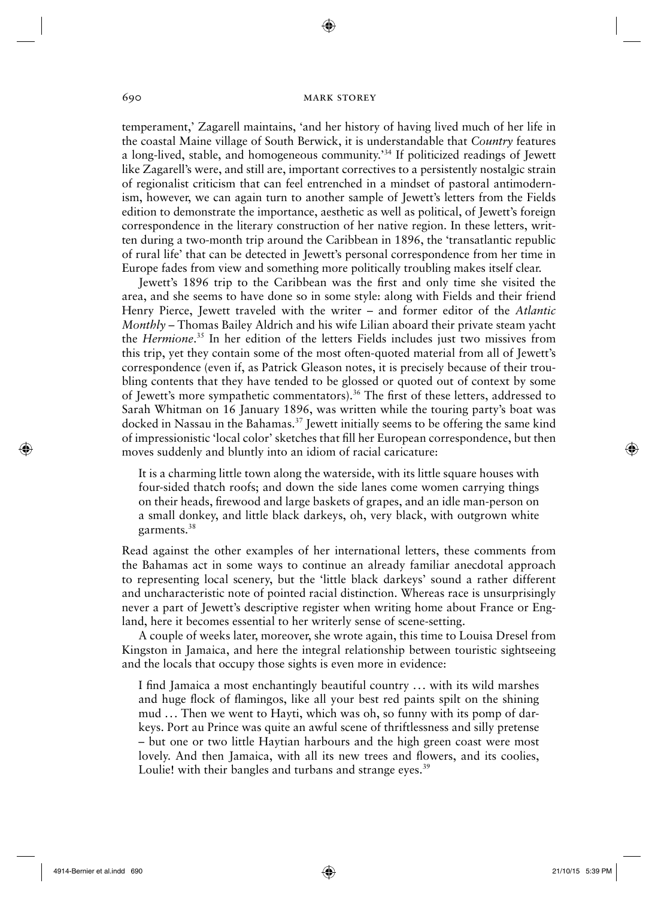temperament,' Zagarell maintains, 'and her history of having lived much of her life in the coastal Maine village of South Berwick, it is understandable that *Country* features a long-lived, stable, and homogeneous community.'[34] If politicized readings of Jewett like Zagarell's were, and still are, important correctives to a persistently nostalgic strain of regionalist criticism that can feel entrenched in a mindset of pastoral antimodernism, however, we can again turn to another sample of Jewett's letters from the Fields edition to demonstrate the importance, aesthetic as well as political, of Jewett's foreign correspondence in the literary construction of her native region. In these letters, written during a two-month trip around the Caribbean in 1896, the 'transatlantic republic of rural life' that can be detected in Jewett's personal correspondence from her time in Europe fades from view and something more politically troubling makes itself clear.

Jewett's 1896 trip to the Caribbean was the first and only time she visited the area, and she seems to have done so in some style: along with Fields and their friend Henry Pierce, Jewett traveled with the writer – and former editor of the *Atlantic Monthly* – Thomas Bailey Aldrich and his wife Lilian aboard their private steam yacht the *Hermione*.[35] In her edition of the letters Fields includes just two missives from this trip, yet they contain some of the most often-quoted material from all of Jewett's correspondence (even if, as Patrick Gleason notes, it is precisely because of their troubling contents that they have tended to be glossed or quoted out of context by some of Jewett's more sympathetic commentators).[36] The first of these letters, addressed to Sarah Whitman on 16 January 1896, was written while the touring party's boat was docked in Nassau in the Bahamas.[37] Jewett initially seems to be offering the same kind of impressionistic 'local color' sketches that fill her European correspondence, but then moves suddenly and bluntly into an idiom of racial caricature:

> It is a charming little town along the waterside, with its little square houses with four-sided thatch roofs; and down the side lanes come women carrying things on their heads, firewood and large baskets of grapes, and an idle man-person on a small donkey, and little black darkeys, oh, very black, with outgrown white garments.[38]

Read against the other examples of her international letters, these comments from the Bahamas act in some ways to continue an already familiar anecdotal approach to representing local scenery, but the 'little black darkeys' sound a rather different and uncharacteristic note of pointed racial distinction. Whereas race is unsurprisingly never a part of Jewett's descriptive register when writing home about France or England, here it becomes essential to her writerly sense of scene-setting.

A couple of weeks later, moreover, she wrote again, this time to Louisa Dresel from Kingston in Jamaica, and here the integral relationship between touristic sightseeing and the locals that occupy those sights is even more in evidence:

> I find Jamaica a most enchantingly beautiful country … with its wild marshes and huge flock of flamingos, like all your best red paints spilt on the shining mud … Then we went to Hayti, which was oh, so funny with its pomp of darkeys. Port au Prince was quite an awful scene of thriftlessness and silly pretense – but one or two little Haytian harbours and the high green coast were most lovely. And then Jamaica, with all its new trees and flowers, and its coolies, Loulie! with their bangles and turbans and strange eyes.[39]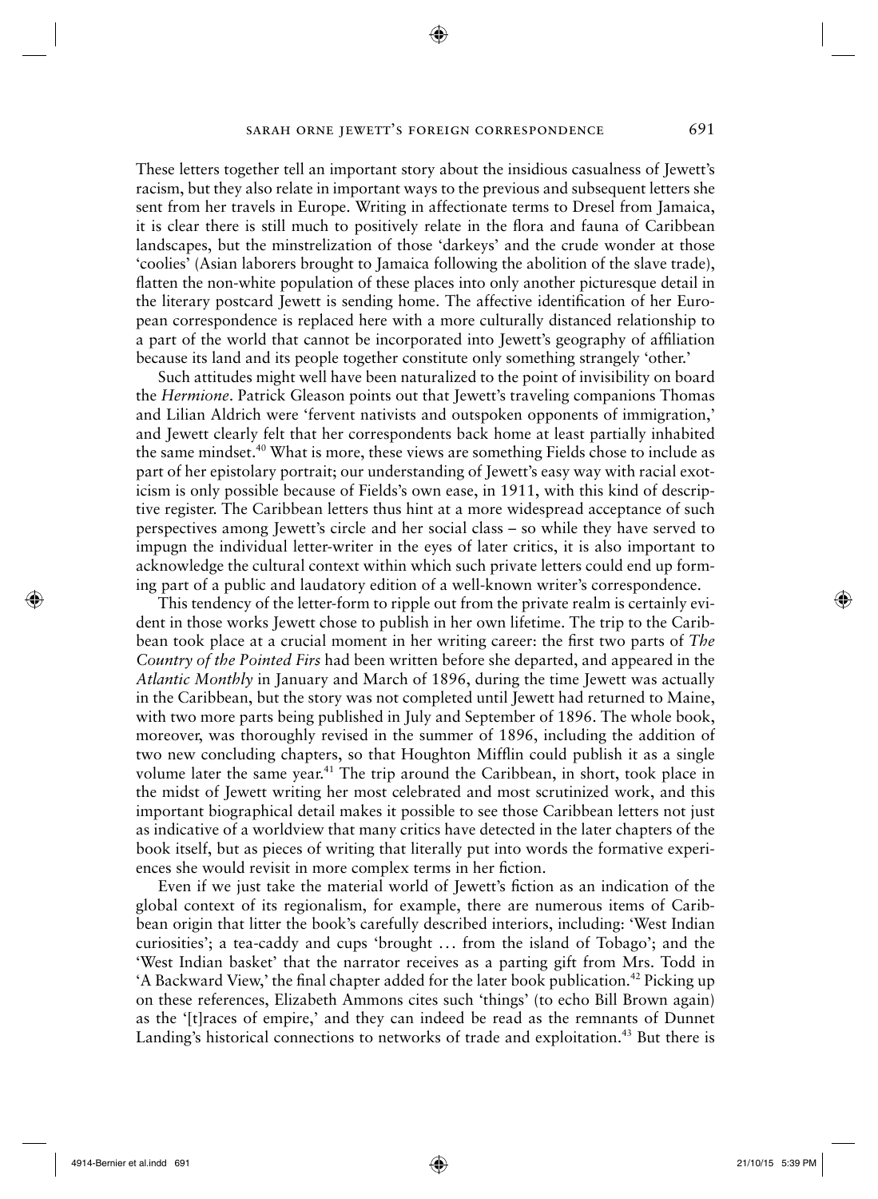These letters together tell an important story about the insidious casualness of Jewett's racism, but they also relate in important ways to the previous and subsequent letters she sent from her travels in Europe. Writing in affectionate terms to Dresel from Jamaica, it is clear there is still much to positively relate in the flora and fauna of Caribbean landscapes, but the minstrelization of those 'darkeys' and the crude wonder at those 'coolies' (Asian laborers brought to Jamaica following the abolition of the slave trade), flatten the non-white population of these places into only another picturesque detail in the literary postcard Jewett is sending home. The affective identification of her European correspondence is replaced here with a more culturally distanced relationship to a part of the world that cannot be incorporated into Jewett's geography of affiliation because its land and its people together constitute only something strangely 'other.'

Such attitudes might well have been naturalized to the point of invisibility on board the *Hermione*. Patrick Gleason points out that Jewett's traveling companions Thomas and Lilian Aldrich were 'fervent nativists and outspoken opponents of immigration,' and Jewett clearly felt that her correspondents back home at least partially inhabited the same mindset.[40] What is more, these views are something Fields chose to include as part of her epistolary portrait; our understanding of Jewett's easy way with racial exoticism is only possible because of Fields's own ease, in 1911, with this kind of descriptive register. The Caribbean letters thus hint at a more widespread acceptance of such perspectives among Jewett's circle and her social class – so while they have served to impugn the individual letter-writer in the eyes of later critics, it is also important to acknowledge the cultural context within which such private letters could end up forming part of a public and laudatory edition of a well-known writer's correspondence.

This tendency of the letter-form to ripple out from the private realm is certainly evident in those works Jewett chose to publish in her own lifetime. The trip to the Caribbean took place at a crucial moment in her writing career: the first two parts of *The Country of the Pointed Firs* had been written before she departed, and appeared in the *Atlantic Monthly* in January and March of 1896, during the time Jewett was actually in the Caribbean, but the story was not completed until Jewett had returned to Maine, with two more parts being published in July and September of 1896. The whole book, moreover, was thoroughly revised in the summer of 1896, including the addition of two new concluding chapters, so that Houghton Mifflin could publish it as a single volume later the same year.[41] The trip around the Caribbean, in short, took place in the midst of Jewett writing her most celebrated and most scrutinized work, and this important biographical detail makes it possible to see those Caribbean letters not just as indicative of a worldview that many critics have detected in the later chapters of the book itself, but as pieces of writing that literally put into words the formative experiences she would revisit in more complex terms in her fiction.

Even if we just take the material world of Jewett's fiction as an indication of the global context of its regionalism, for example, there are numerous items of Caribbean origin that litter the book's carefully described interiors, including: 'West Indian curiosities'; a tea-caddy and cups 'brought … from the island of Tobago'; and the 'West Indian basket' that the narrator receives as a parting gift from Mrs. Todd in 'A Backward View,' the final chapter added for the later book publication.[42] Picking up on these references, Elizabeth Ammons cites such 'things' (to echo Bill Brown again) as the '[t]races of empire,' and they can indeed be read as the remnants of Dunnet Landing's historical connections to networks of trade and exploitation.[43] But there is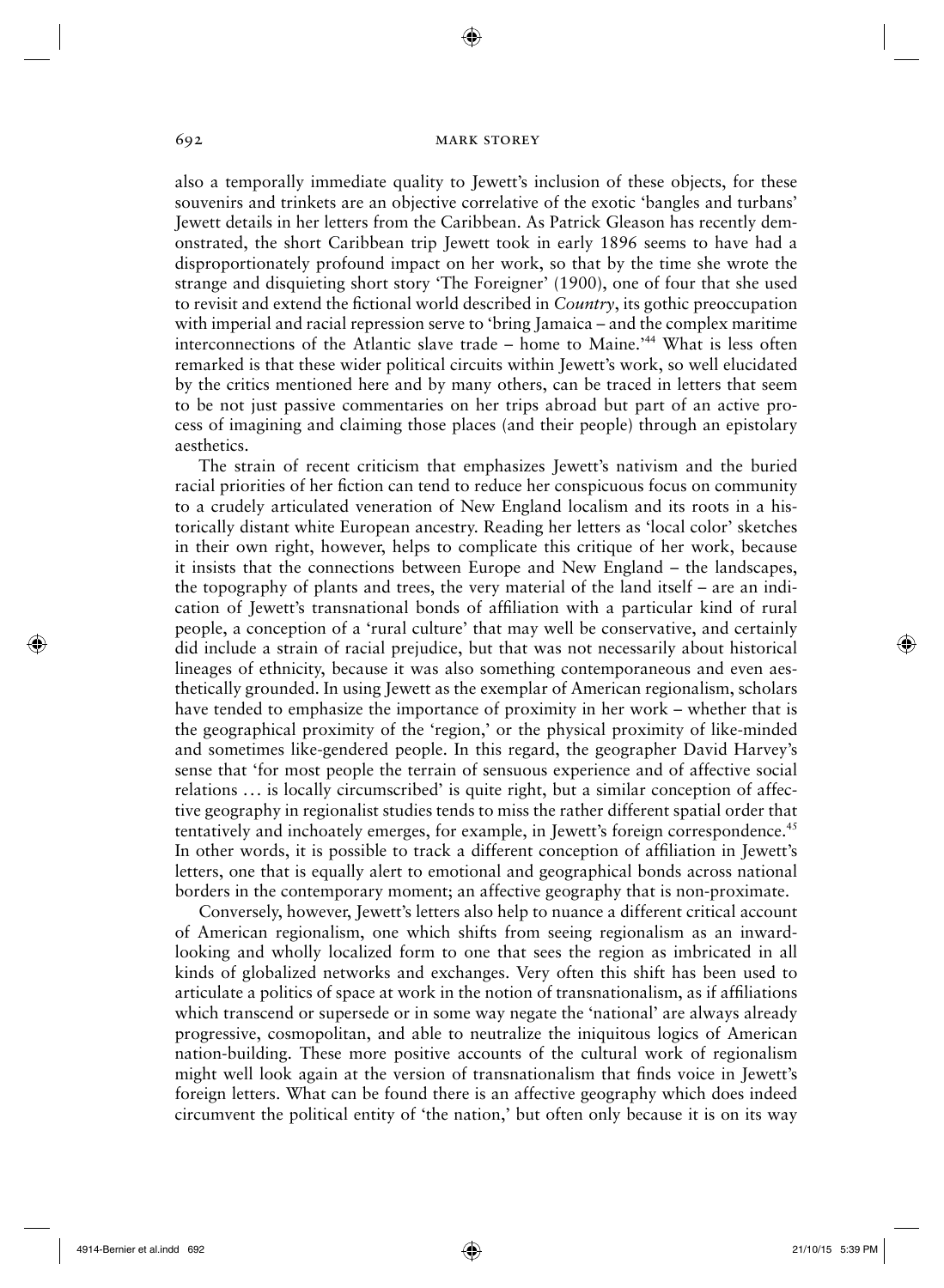also a temporally immediate quality to Jewett's inclusion of these objects, for these souvenirs and trinkets are an objective correlative of the exotic 'bangles and turbans' Jewett details in her letters from the Caribbean. As Patrick Gleason has recently demonstrated, the short Caribbean trip Jewett took in early 1896 seems to have had a disproportionately profound impact on her work, so that by the time she wrote the strange and disquieting short story 'The Foreigner' (1900), one of four that she used to revisit and extend the fictional world described in *Country*, its gothic preoccupation with imperial and racial repression serve to 'bring Jamaica – and the complex maritime interconnections of the Atlantic slave trade – home to Maine.'[44] What is less often remarked is that these wider political circuits within Jewett's work, so well elucidated by the critics mentioned here and by many others, can be traced in letters that seem to be not just passive commentaries on her trips abroad but part of an active process of imagining and claiming those places (and their people) through an epistolary aesthetics.

The strain of recent criticism that emphasizes Jewett's nativism and the buried racial priorities of her fiction can tend to reduce her conspicuous focus on community to a crudely articulated veneration of New England localism and its roots in a historically distant white European ancestry. Reading her letters as 'local color' sketches in their own right, however, helps to complicate this critique of her work, because it insists that the connections between Europe and New England – the landscapes, the topography of plants and trees, the very material of the land itself – are an indication of Jewett's transnational bonds of affiliation with a particular kind of rural people, a conception of a 'rural culture' that may well be conservative, and certainly did include a strain of racial prejudice, but that was not necessarily about historical lineages of ethnicity, because it was also something contemporaneous and even aesthetically grounded. In using Jewett as the exemplar of American regionalism, scholars have tended to emphasize the importance of proximity in her work – whether that is the geographical proximity of the 'region,' or the physical proximity of like-minded and sometimes like-gendered people. In this regard, the geographer David Harvey's sense that 'for most people the terrain of sensuous experience and of affective social relations … is locally circumscribed' is quite right, but a similar conception of affective geography in regionalist studies tends to miss the rather different spatial order that tentatively and inchoately emerges, for example, in Jewett's foreign correspondence.[45] In other words, it is possible to track a different conception of affiliation in Jewett's letters, one that is equally alert to emotional and geographical bonds across national borders in the contemporary moment; an affective geography that is non-proximate.

Conversely, however, Jewett's letters also help to nuance a different critical account of American regionalism, one which shifts from seeing regionalism as an inward-looking and wholly localized form to one that sees the region as imbricated in all kinds of globalized networks and exchanges. Very often this shift has been used to articulate a politics of space at work in the notion of transnationalism, as if affiliations which transcend or supersede or in some way negate the 'national' are always already progressive, cosmopolitan, and able to neutralize the iniquitous logics of American nation-building. These more positive accounts of the cultural work of regionalism might well look again at the version of transnationalism that finds voice in Jewett's foreign letters. What can be found there is an affective geography which does indeed circumvent the political entity of 'the nation,' but often only because it is on its way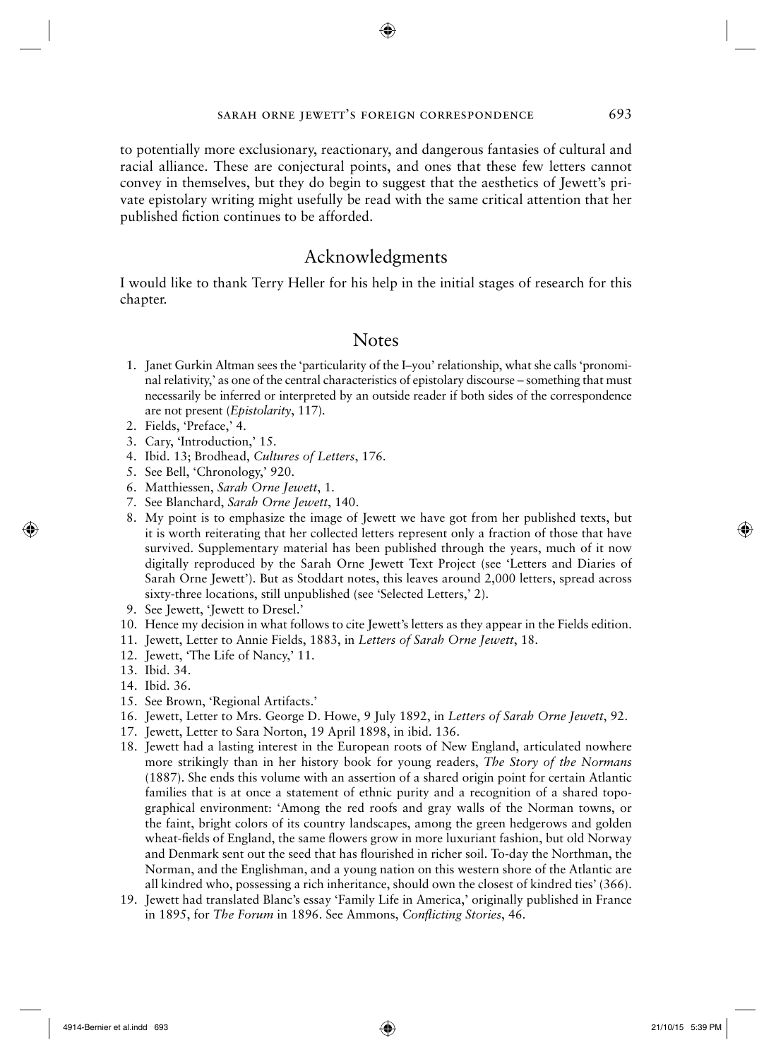to potentially more exclusionary, reactionary, and dangerous fantasies of cultural and racial alliance. These are conjectural points, and ones that these few letters cannot convey in themselves, but they do begin to suggest that the aesthetics of Jewett's private epistolary writing might usefully be read with the same critical attention that her published fiction continues to be afforded.

## Acknowledgments

I would like to thank Terry Heller for his help in the initial stages of research for this chapter.

## Notes

1. Janet Gurkin Altman sees the 'particularity of the I–you' relationship, what she calls 'pronominal relativity,' as one of the central characteristics of epistolary discourse – something that must necessarily be inferred or interpreted by an outside reader if both sides of the correspondence are not present (*Epistolarity*, 117).
2. Fields, 'Preface,' 4.
3. Cary, 'Introduction,' 15.
4. Ibid. 13; Brodhead, *Cultures of Letters*, 176.
5. See Bell, 'Chronology,' 920.
6. Matthiessen, *Sarah Orne Jewett*, 1.
7. See Blanchard, *Sarah Orne Jewett*, 140.
8. My point is to emphasize the image of Jewett we have got from her published texts, but it is worth reiterating that her collected letters represent only a fraction of those that have survived. Supplementary material has been published through the years, much of it now digitally reproduced by the Sarah Orne Jewett Text Project (see 'Letters and Diaries of Sarah Orne Jewett'). But as Stoddart notes, this leaves around 2,000 letters, spread across sixty-three locations, still unpublished (see 'Selected Letters,' 2).
9. See Jewett, 'Jewett to Dresel.'
10. Hence my decision in what follows to cite Jewett's letters as they appear in the Fields edition.
11. Jewett, Letter to Annie Fields, 1883, in *Letters of Sarah Orne Jewett*, 18.
12. Jewett, 'The Life of Nancy,' 11.
13. Ibid. 34.
14. Ibid. 36.
15. See Brown, 'Regional Artifacts.'
16. Jewett, Letter to Mrs. George D. Howe, 9 July 1892, in *Letters of Sarah Orne Jewett*, 92.
17. Jewett, Letter to Sara Norton, 19 April 1898, in ibid. 136.
18. Jewett had a lasting interest in the European roots of New England, articulated nowhere more strikingly than in her history book for young readers, *The Story of the Normans* (1887). She ends this volume with an assertion of a shared origin point for certain Atlantic families that is at once a statement of ethnic purity and a recognition of a shared topographical environment: 'Among the red roofs and gray walls of the Norman towns, or the faint, bright colors of its country landscapes, among the green hedgerows and golden wheat-fields of England, the same flowers grow in more luxuriant fashion, but old Norway and Denmark sent out the seed that has flourished in richer soil. To-day the Northman, the Norman, and the Englishman, and a young nation on this western shore of the Atlantic are all kindred who, possessing a rich inheritance, should own the closest of kindred ties' (366).
19. Jewett had translated Blanc's essay 'Family Life in America,' originally published in France in 1895, for *The Forum* in 1896. See Ammons, *Conflicting Stories*, 46.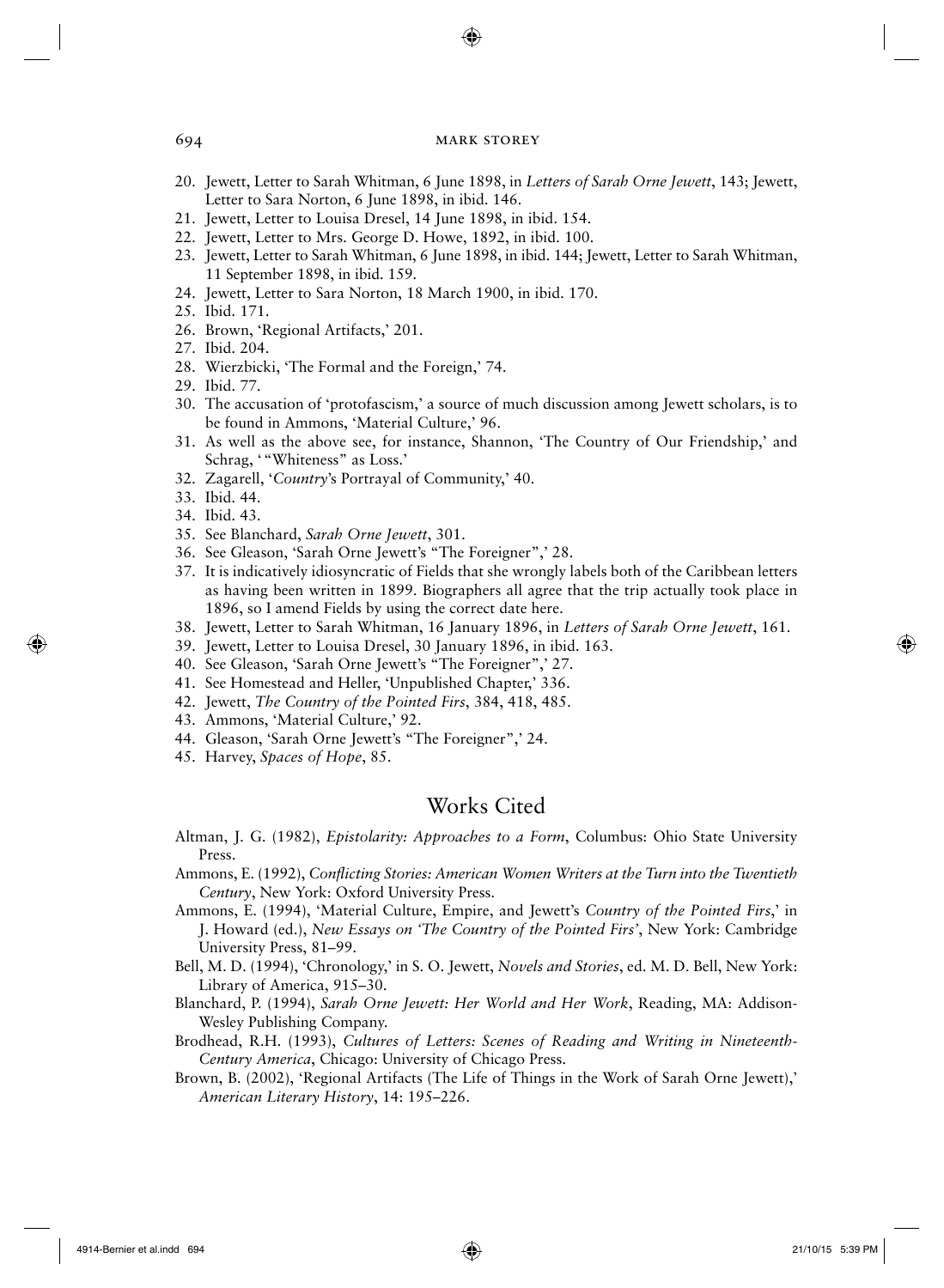20. Jewett, Letter to Sarah Whitman, 6 June 1898, in *Letters of Sarah Orne Jewett*, 143; Jewett, Letter to Sara Norton, 6 June 1898, in ibid. 146.
21. Jewett, Letter to Louisa Dresel, 14 June 1898, in ibid. 154.
22. Jewett, Letter to Mrs. George D. Howe, 1892, in ibid. 100.
23. Jewett, Letter to Sarah Whitman, 6 June 1898, in ibid. 144; Jewett, Letter to Sarah Whitman, 11 September 1898, in ibid. 159.
24. Jewett, Letter to Sara Norton, 18 March 1900, in ibid. 170.
25. Ibid. 171.
26. Brown, 'Regional Artifacts,' 201.
27. Ibid. 204.
28. Wierzbicki, 'The Formal and the Foreign,' 74.
29. Ibid. 77.
30. The accusation of 'protofascism,' a source of much discussion among Jewett scholars, is to be found in Ammons, 'Material Culture,' 96.
31. As well as the above see, for instance, Shannon, 'The Country of Our Friendship,' and Schrag, '"Whiteness" as Loss.'
32. Zagarell, '*Country*'s Portrayal of Community,' 40.
33. Ibid. 44.
34. Ibid. 43.
35. See Blanchard, *Sarah Orne Jewett*, 301.
36. See Gleason, 'Sarah Orne Jewett's "The Foreigner",' 28.
37. It is indicatively idiosyncratic of Fields that she wrongly labels both of the Caribbean letters as having been written in 1899. Biographers all agree that the trip actually took place in 1896, so I amend Fields by using the correct date here.
38. Jewett, Letter to Sarah Whitman, 16 January 1896, in *Letters of Sarah Orne Jewett*, 161.
39. Jewett, Letter to Louisa Dresel, 30 January 1896, in ibid. 163.
40. See Gleason, 'Sarah Orne Jewett's "The Foreigner",' 27.
41. See Homestead and Heller, 'Unpublished Chapter,' 336.
42. Jewett, *The Country of the Pointed Firs*, 384, 418, 485.
43. Ammons, 'Material Culture,' 92.
44. Gleason, 'Sarah Orne Jewett's "The Foreigner",' 24.
45. Harvey, *Spaces of Hope*, 85.

## Works Cited

Altman, J. G. (1982), *Epistolarity: Approaches to a Form*, Columbus: Ohio State University Press.

Ammons, E. (1992), *Conflicting Stories: American Women Writers at the Turn into the Twentieth Century*, New York: Oxford University Press.

Ammons, E. (1994), 'Material Culture, Empire, and Jewett's *Country of the Pointed Firs*,' in J. Howard (ed.), *New Essays on 'The Country of the Pointed Firs'*, New York: Cambridge University Press, 81–99.

Bell, M. D. (1994), 'Chronology,' in S. O. Jewett, *Novels and Stories*, ed. M. D. Bell, New York: Library of America, 915–30.

Blanchard, P. (1994), *Sarah Orne Jewett: Her World and Her Work*, Reading, MA: Addison-Wesley Publishing Company.

Brodhead, R.H. (1993), *Cultures of Letters: Scenes of Reading and Writing in Nineteenth-Century America*, Chicago: University of Chicago Press.

Brown, B. (2002), 'Regional Artifacts (The Life of Things in the Work of Sarah Orne Jewett),' *American Literary History*, 14: 195–226.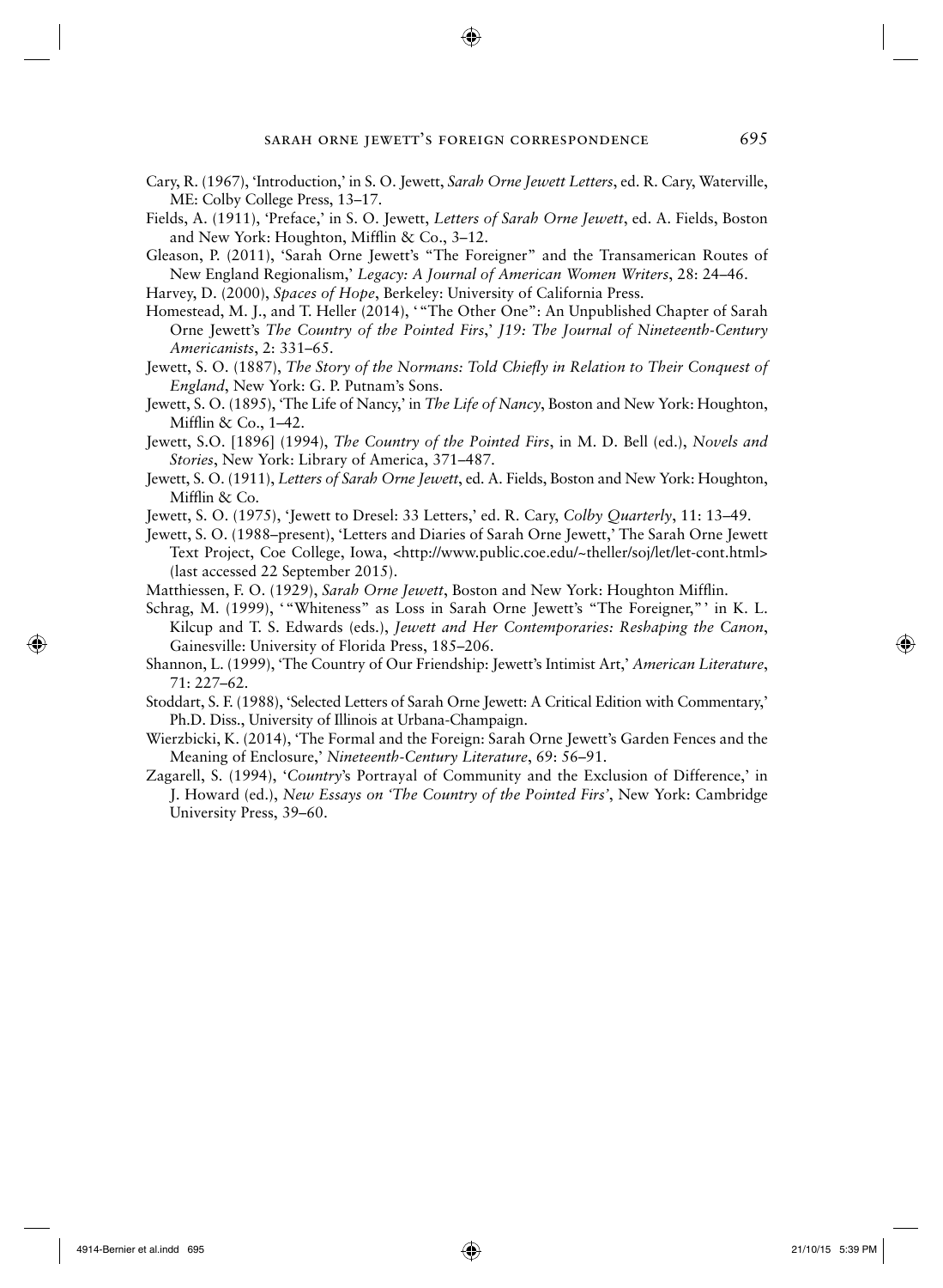Cary, R. (1967), 'Introduction,' in S. O. Jewett, *Sarah Orne Jewett Letters*, ed. R. Cary, Waterville, ME: Colby College Press, 13–17.

Fields, A. (1911), 'Preface,' in S. O. Jewett, *Letters of Sarah Orne Jewett*, ed. A. Fields, Boston and New York: Houghton, Mifflin & Co., 3–12.

Gleason, P. (2011), 'Sarah Orne Jewett's "The Foreigner" and the Transamerican Routes of New England Regionalism,' *Legacy: A Journal of American Women Writers*, 28: 24–46.

Harvey, D. (2000), *Spaces of Hope*, Berkeley: University of California Press.

Homestead, M. J., and T. Heller (2014), '"The Other One": An Unpublished Chapter of Sarah Orne Jewett's *The Country of the Pointed Firs*,' *J19: The Journal of Nineteenth-Century Americanists*, 2: 331–65.

Jewett, S. O. (1887), *The Story of the Normans: Told Chiefly in Relation to Their Conquest of England*, New York: G. P. Putnam's Sons.

Jewett, S. O. (1895), 'The Life of Nancy,' in *The Life of Nancy*, Boston and New York: Houghton, Mifflin & Co., 1–42.

Jewett, S.O. [1896] (1994), *The Country of the Pointed Firs*, in M. D. Bell (ed.), *Novels and Stories*, New York: Library of America, 371–487.

Jewett, S. O. (1911), *Letters of Sarah Orne Jewett*, ed. A. Fields, Boston and New York: Houghton, Mifflin & Co.

Jewett, S. O. (1975), 'Jewett to Dresel: 33 Letters,' ed. R. Cary, *Colby Quarterly*, 11: 13–49.

Jewett, S. O. (1988–present), 'Letters and Diaries of Sarah Orne Jewett,' The Sarah Orne Jewett Text Project, Coe College, Iowa, <http://www.public.coe.edu/~theller/soj/let/let-cont.html> (last accessed 22 September 2015).

Matthiessen, F. O. (1929), *Sarah Orne Jewett*, Boston and New York: Houghton Mifflin.

Schrag, M. (1999), '"Whiteness" as Loss in Sarah Orne Jewett's "The Foreigner,"' in K. L. Kilcup and T. S. Edwards (eds.), *Jewett and Her Contemporaries: Reshaping the Canon*, Gainesville: University of Florida Press, 185–206.

Shannon, L. (1999), 'The Country of Our Friendship: Jewett's Intimist Art,' *American Literature*, 71: 227–62.

Stoddart, S. F. (1988), 'Selected Letters of Sarah Orne Jewett: A Critical Edition with Commentary,' Ph.D. Diss., University of Illinois at Urbana-Champaign.

Wierzbicki, K. (2014), 'The Formal and the Foreign: Sarah Orne Jewett's Garden Fences and the Meaning of Enclosure,' *Nineteenth-Century Literature*, 69: 56–91.

Zagarell, S. (1994), '*Country*'s Portrayal of Community and the Exclusion of Difference,' in J. Howard (ed.), *New Essays on 'The Country of the Pointed Firs'*, New York: Cambridge University Press, 39–60.